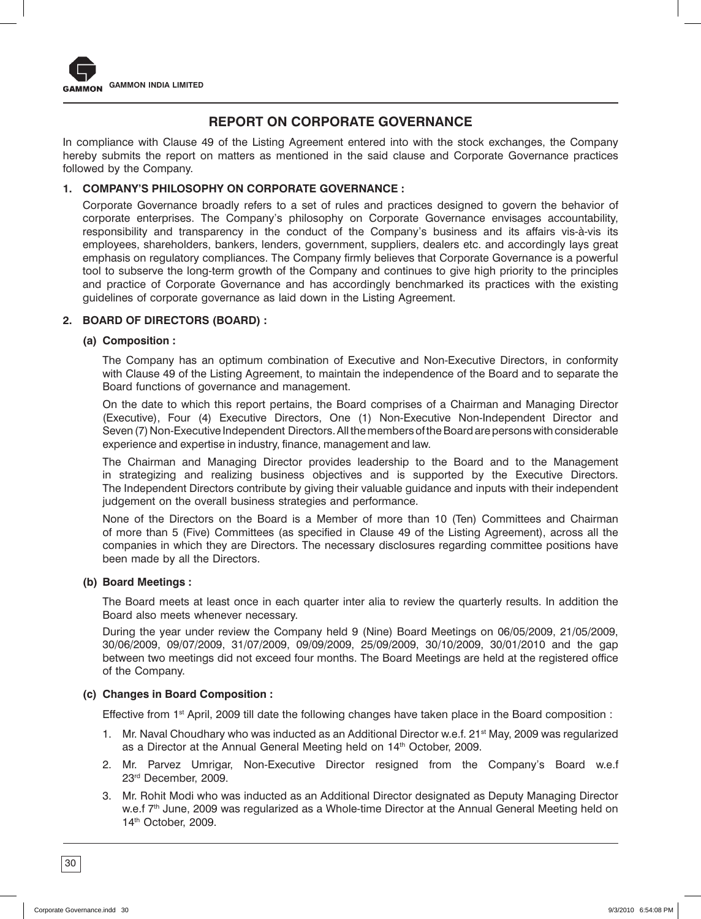# REPORT ON CORPORATE GOVERNANCE

In compliance with Clause 49 of the Listing Agreement entered into with the stock exchanges, the Company hereby submits the report on matters as mentioned in the said clause and Corporate Governance practices followed by the Company.

## 1. COMPANY'S PHILOSOPHY ON CORPORATE GOVERNANCE :

Corporate Governance broadly refers to a set of rules and practices designed to govern the behavior of corporate enterprises. The Company's philosophy on Corporate Governance envisages accountability, responsibility and transparency in the conduct of the Company's business and its affairs vis-à-vis its employees, shareholders, bankers, lenders, government, suppliers, dealers etc. and accordingly lays great emphasis on regulatory compliances. The Company firmly believes that Corporate Governance is a powerful tool to subserve the long-term growth of the Company and continues to give high priority to the principles and practice of Corporate Governance and has accordingly benchmarked its practices with the existing guidelines of corporate governance as laid down in the Listing Agreement.

## 2. BOARD OF DIRECTORS (BOARD) :

### (a) Composition :

The Company has an optimum combination of Executive and Non-Executive Directors, in conformity with Clause 49 of the Listing Agreement, to maintain the independence of the Board and to separate the Board functions of governance and management.

On the date to which this report pertains, the Board comprises of a Chairman and Managing Director (Executive), Four (4) Executive Directors, One (1) Non-Executive Non-Independent Director and Seven (7) Non-Executive Independent Directors. All the members of the Board are persons with considerable experience and expertise in industry, finance, management and law.

The Chairman and Managing Director provides leadership to the Board and to the Management in strategizing and realizing business objectives and is supported by the Executive Directors. The Independent Directors contribute by giving their valuable guidance and inputs with their independent judgement on the overall business strategies and performance.

None of the Directors on the Board is a Member of more than 10 (Ten) Committees and Chairman of more than 5 (Five) Committees (as specified in Clause 49 of the Listing Agreement), across all the companies in which they are Directors. The necessary disclosures regarding committee positions have been made by all the Directors.

### (b) Board Meetings :

The Board meets at least once in each quarter inter alia to review the quarterly results. In addition the Board also meets whenever necessary.

During the year under review the Company held 9 (Nine) Board Meetings on 06/05/2009, 21/05/2009, 30/06/2009, 09/07/2009, 31/07/2009, 09/09/2009, 25/09/2009, 30/10/2009, 30/01/2010 and the gap between two meetings did not exceed four months. The Board Meetings are held at the registered office of the Company.

### (c) Changes in Board Composition :

Effective from 1st April, 2009 till date the following changes have taken place in the Board composition :

1. Mr. Naval Choudhary who was inducted as an Additional Director w.e.f. 21st May, 2009 was regularized as a Director at the Annual General Meeting held on 14th October, 2009.
2. Mr. Parvez Umrigar, Non-Executive Director resigned from the Company's Board w.e.f 23rd December, 2009.
3. Mr. Rohit Modi who was inducted as an Additional Director designated as Deputy Managing Director w.e.f 7th June, 2009 was regularized as a Whole-time Director at the Annual General Meeting held on 14th October, 2009.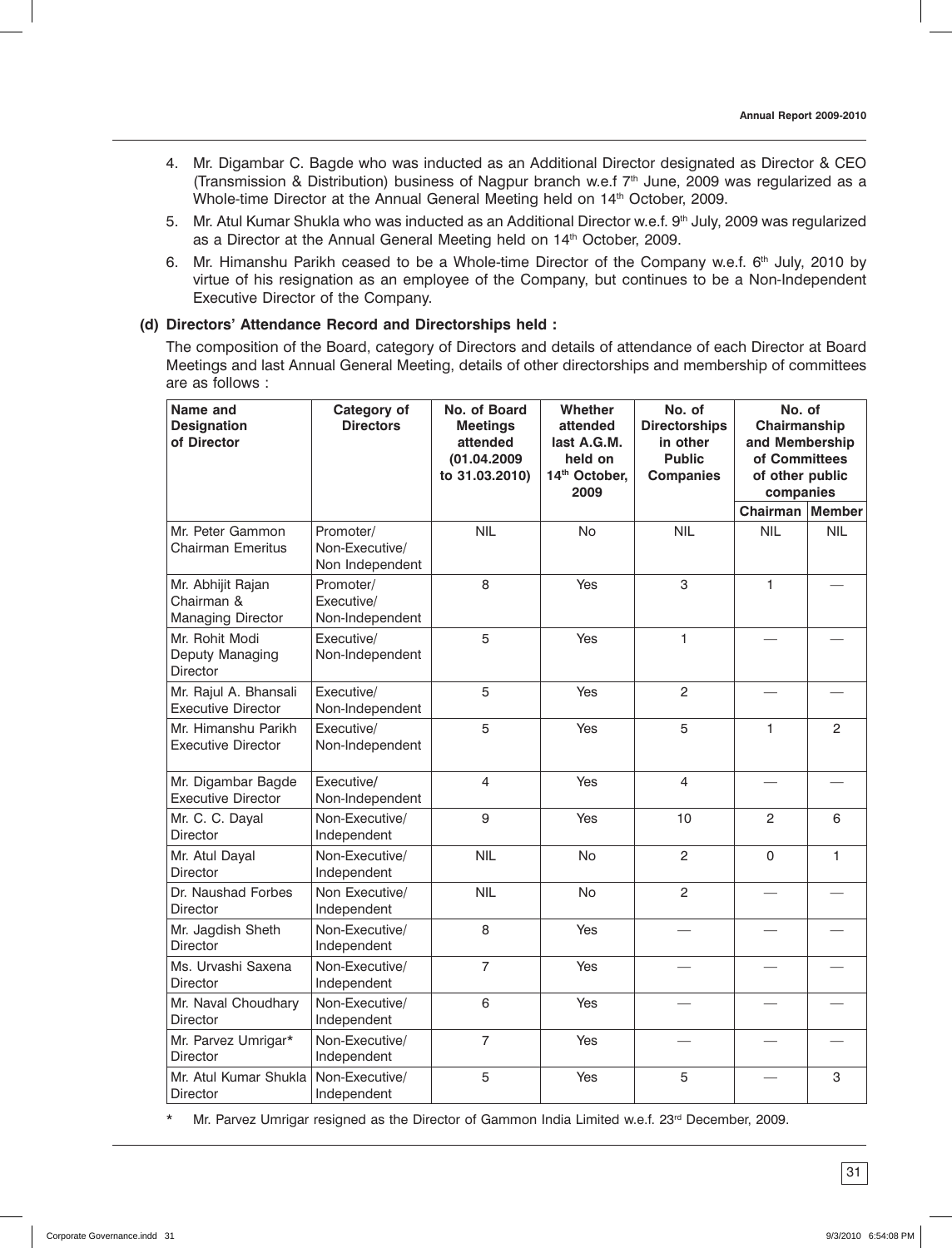4. Mr. Digambar C. Bagde who was inducted as an Additional Director designated as Director & CEO (Transmission & Distribution) business of Nagpur branch w.e.f 7th June, 2009 was regularized as a Whole-time Director at the Annual General Meeting held on 14th October, 2009.
5. Mr. Atul Kumar Shukla who was inducted as an Additional Director w.e.f. 9th July, 2009 was regularized as a Director at the Annual General Meeting held on 14th October, 2009.
6. Mr. Himanshu Parikh ceased to be a Whole-time Director of the Company w.e.f. 6th July, 2010 by virtue of his resignation as an employee of the Company, but continues to be a Non-Independent Executive Director of the Company.

**(d) Directors' Attendance Record and Directorships held :**

The composition of the Board, category of Directors and details of attendance of each Director at Board Meetings and last Annual General Meeting, details of other directorships and membership of committees are as follows :

| Name and Designation of Director | Category of Directors | No. of Board Meetings attended (01.04.2009 to 31.03.2010) | Whether attended last A.G.M. held on 14th October, 2009 | No. of Directorships in other Public Companies | No. of Chairmanship and Membership of Committees of other public companies | |
|---|---|---|---|---|---|---|
| | | | | | Chairman | Member |
| Mr. Peter Gammon Chairman Emeritus | Promoter/ Non-Executive/ Non Independent | NIL | No | NIL | NIL | NIL |
| Mr. Abhijit Rajan Chairman & Managing Director | Promoter/ Executive/ Non-Independent | 8 | Yes | 3 | 1 | — |
| Mr. Rohit Modi Deputy Managing Director | Executive/ Non-Independent | 5 | Yes | 1 | — | — |
| Mr. Rajul A. Bhansali Executive Director | Executive/ Non-Independent | 5 | Yes | 2 | — | — |
| Mr. Himanshu Parikh Executive Director | Executive/ Non-Independent | 5 | Yes | 5 | 1 | 2 |
| Mr. Digambar Bagde Executive Director | Executive/ Non-Independent | 4 | Yes | 4 | — | — |
| Mr. C. C. Dayal Director | Non-Executive/ Independent | 9 | Yes | 10 | 2 | 6 |
| Mr. Atul Dayal Director | Non-Executive/ Independent | NIL | No | 2 | 0 | 1 |
| Dr. Naushad Forbes Director | Non Executive/ Independent | NIL | No | 2 | — | — |
| Mr. Jagdish Sheth Director | Non-Executive/ Independent | 8 | Yes | — | — | — |
| Ms. Urvashi Saxena Director | Non-Executive/ Independent | 7 | Yes | — | — | — |
| Mr. Naval Choudhary Director | Non-Executive/ Independent | 6 | Yes | — | — | — |
| Mr. Parvez Umrigar* Director | Non-Executive/ Independent | 7 | Yes | — | — | — |
| Mr. Atul Kumar Shukla Director | Non-Executive/ Independent | 5 | Yes | 5 | — | 3 |

\* Mr. Parvez Umrigar resigned as the Director of Gammon India Limited w.e.f. 23rd December, 2009.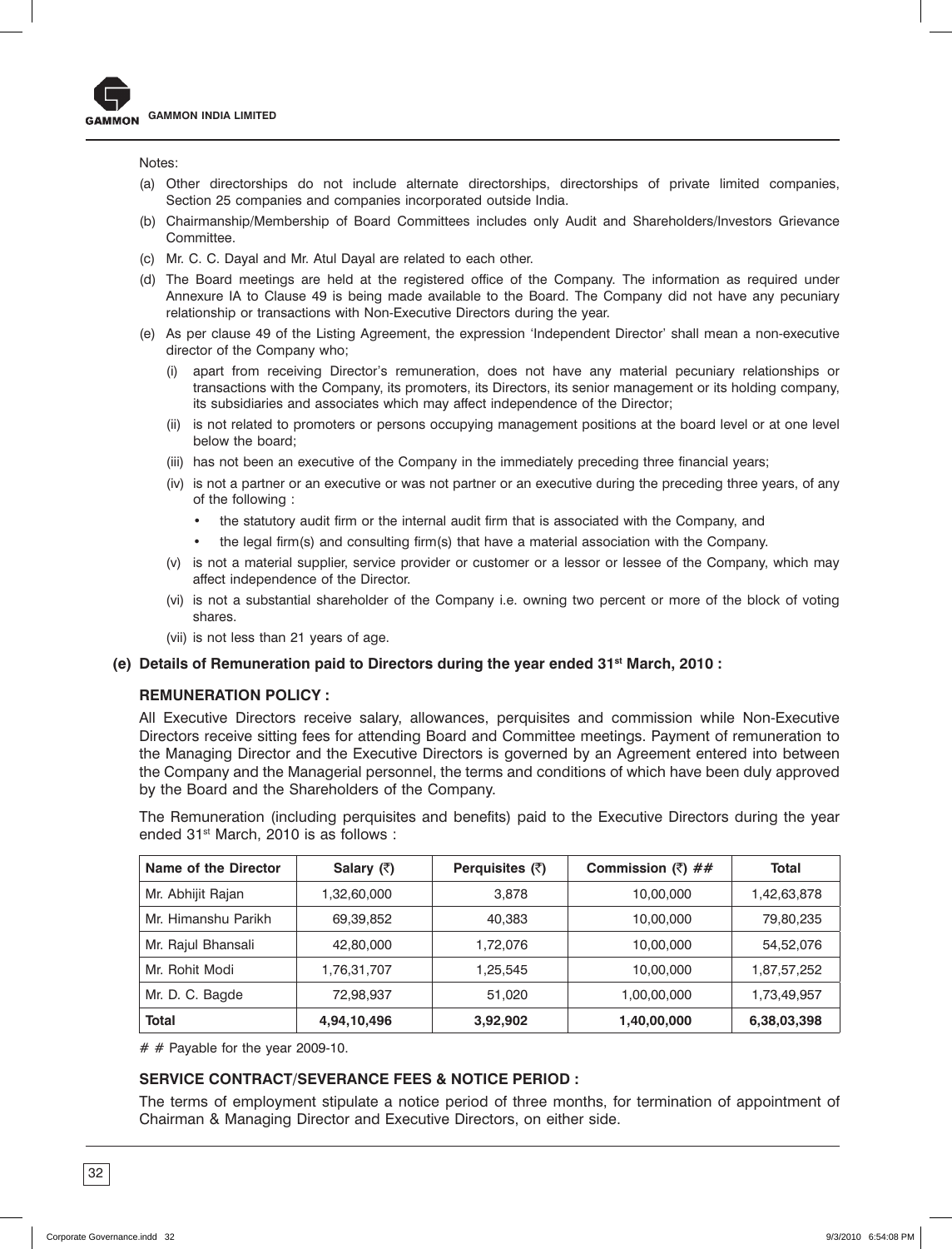Notes:

(a) Other directorships do not include alternate directorships, directorships of private limited companies, Section 25 companies and companies incorporated outside India.

(b) Chairmanship/Membership of Board Committees includes only Audit and Shareholders/Investors Grievance Committee.

(c) Mr. C. C. Dayal and Mr. Atul Dayal are related to each other.

(d) The Board meetings are held at the registered office of the Company. The information as required under Annexure IA to Clause 49 is being made available to the Board. The Company did not have any pecuniary relationship or transactions with Non-Executive Directors during the year.

(e) As per clause 49 of the Listing Agreement, the expression 'Independent Director' shall mean a non-executive director of the Company who;

   (i) apart from receiving Director's remuneration, does not have any material pecuniary relationships or transactions with the Company, its promoters, its Directors, its senior management or its holding company, its subsidiaries and associates which may affect independence of the Director;

   (ii) is not related to promoters or persons occupying management positions at the board level or at one level below the board;

   (iii) has not been an executive of the Company in the immediately preceding three financial years;

   (iv) is not a partner or an executive or was not partner or an executive during the preceding three years, of any of the following :

   - the statutory audit firm or the internal audit firm that is associated with the Company, and
   - the legal firm(s) and consulting firm(s) that have a material association with the Company.

   (v) is not a material supplier, service provider or customer or a lessor or lessee of the Company, which may affect independence of the Director.

   (vi) is not a substantial shareholder of the Company i.e. owning two percent or more of the block of voting shares.

   (vii) is not less than 21 years of age.

### (e) Details of Remuneration paid to Directors during the year ended 31st March, 2010 :

**REMUNERATION POLICY :**

All Executive Directors receive salary, allowances, perquisites and commission while Non-Executive Directors receive sitting fees for attending Board and Committee meetings. Payment of remuneration to the Managing Director and the Executive Directors is governed by an Agreement entered into between the Company and the Managerial personnel, the terms and conditions of which have been duly approved by the Board and the Shareholders of the Company.

The Remuneration (including perquisites and benefits) paid to the Executive Directors during the year ended 31st March, 2010 is as follows :

| Name of the Director | Salary (₹) | Perquisites (₹) | Commission (₹) ## | Total |
|---|---|---|---|---|
| Mr. Abhijit Rajan | 1,32,60,000 | 3,878 | 10,00,000 | 1,42,63,878 |
| Mr. Himanshu Parikh | 69,39,852 | 40,383 | 10,00,000 | 79,80,235 |
| Mr. Rajul Bhansali | 42,80,000 | 1,72,076 | 10,00,000 | 54,52,076 |
| Mr. Rohit Modi | 1,76,31,707 | 1,25,545 | 10,00,000 | 1,87,57,252 |
| Mr. D. C. Bagde | 72,98,937 | 51,020 | 1,00,00,000 | 1,73,49,957 |
| **Total** | **4,94,10,496** | **3,92,902** | **1,40,00,000** | **6,38,03,398** |

# # Payable for the year 2009-10.

**SERVICE CONTRACT/SEVERANCE FEES & NOTICE PERIOD :**

The terms of employment stipulate a notice period of three months, for termination of appointment of Chairman & Managing Director and Executive Directors, on either side.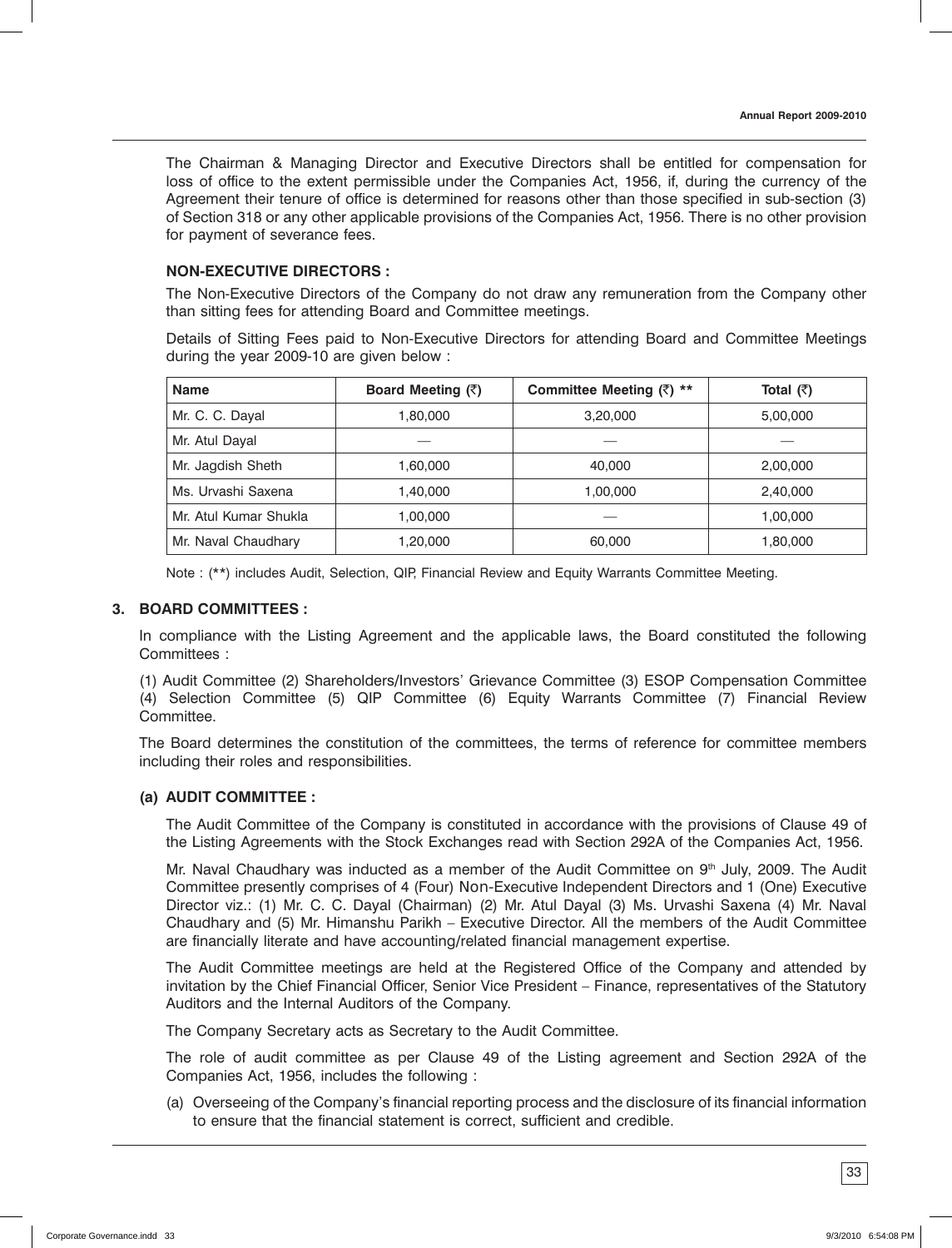The Chairman & Managing Director and Executive Directors shall be entitled for compensation for loss of office to the extent permissible under the Companies Act, 1956, if, during the currency of the Agreement their tenure of office is determined for reasons other than those specified in sub-section (3) of Section 318 or any other applicable provisions of the Companies Act, 1956. There is no other provision for payment of severance fees.

**NON-EXECUTIVE DIRECTORS :**

The Non-Executive Directors of the Company do not draw any remuneration from the Company other than sitting fees for attending Board and Committee meetings.

Details of Sitting Fees paid to Non-Executive Directors for attending Board and Committee Meetings during the year 2009-10 are given below :

| Name | Board Meeting (₹) | Committee Meeting (₹) ** | Total (₹) |
|---|---|---|---|
| Mr. C. C. Dayal | 1,80,000 | 3,20,000 | 5,00,000 |
| Mr. Atul Dayal | — | — | — |
| Mr. Jagdish Sheth | 1,60,000 | 40,000 | 2,00,000 |
| Ms. Urvashi Saxena | 1,40,000 | 1,00,000 | 2,40,000 |
| Mr. Atul Kumar Shukla | 1,00,000 | — | 1,00,000 |
| Mr. Naval Chaudhary | 1,20,000 | 60,000 | 1,80,000 |

Note : (**) includes Audit, Selection, QIP, Financial Review and Equity Warrants Committee Meeting.

## 3. BOARD COMMITTEES :

In compliance with the Listing Agreement and the applicable laws, the Board constituted the following Committees :

(1) Audit Committee (2) Shareholders/Investors' Grievance Committee (3) ESOP Compensation Committee (4) Selection Committee (5) QIP Committee (6) Equity Warrants Committee (7) Financial Review Committee.

The Board determines the constitution of the committees, the terms of reference for committee members including their roles and responsibilities.

### (a) AUDIT COMMITTEE :

The Audit Committee of the Company is constituted in accordance with the provisions of Clause 49 of the Listing Agreements with the Stock Exchanges read with Section 292A of the Companies Act, 1956.

Mr. Naval Chaudhary was inducted as a member of the Audit Committee on 9th July, 2009. The Audit Committee presently comprises of 4 (Four) Non-Executive Independent Directors and 1 (One) Executive Director viz.: (1) Mr. C. C. Dayal (Chairman) (2) Mr. Atul Dayal (3) Ms. Urvashi Saxena (4) Mr. Naval Chaudhary and (5) Mr. Himanshu Parikh – Executive Director. All the members of the Audit Committee are financially literate and have accounting/related financial management expertise.

The Audit Committee meetings are held at the Registered Office of the Company and attended by invitation by the Chief Financial Officer, Senior Vice President – Finance, representatives of the Statutory Auditors and the Internal Auditors of the Company.

The Company Secretary acts as Secretary to the Audit Committee.

The role of audit committee as per Clause 49 of the Listing agreement and Section 292A of the Companies Act, 1956, includes the following :

(a) Overseeing of the Company's financial reporting process and the disclosure of its financial information to ensure that the financial statement is correct, sufficient and credible.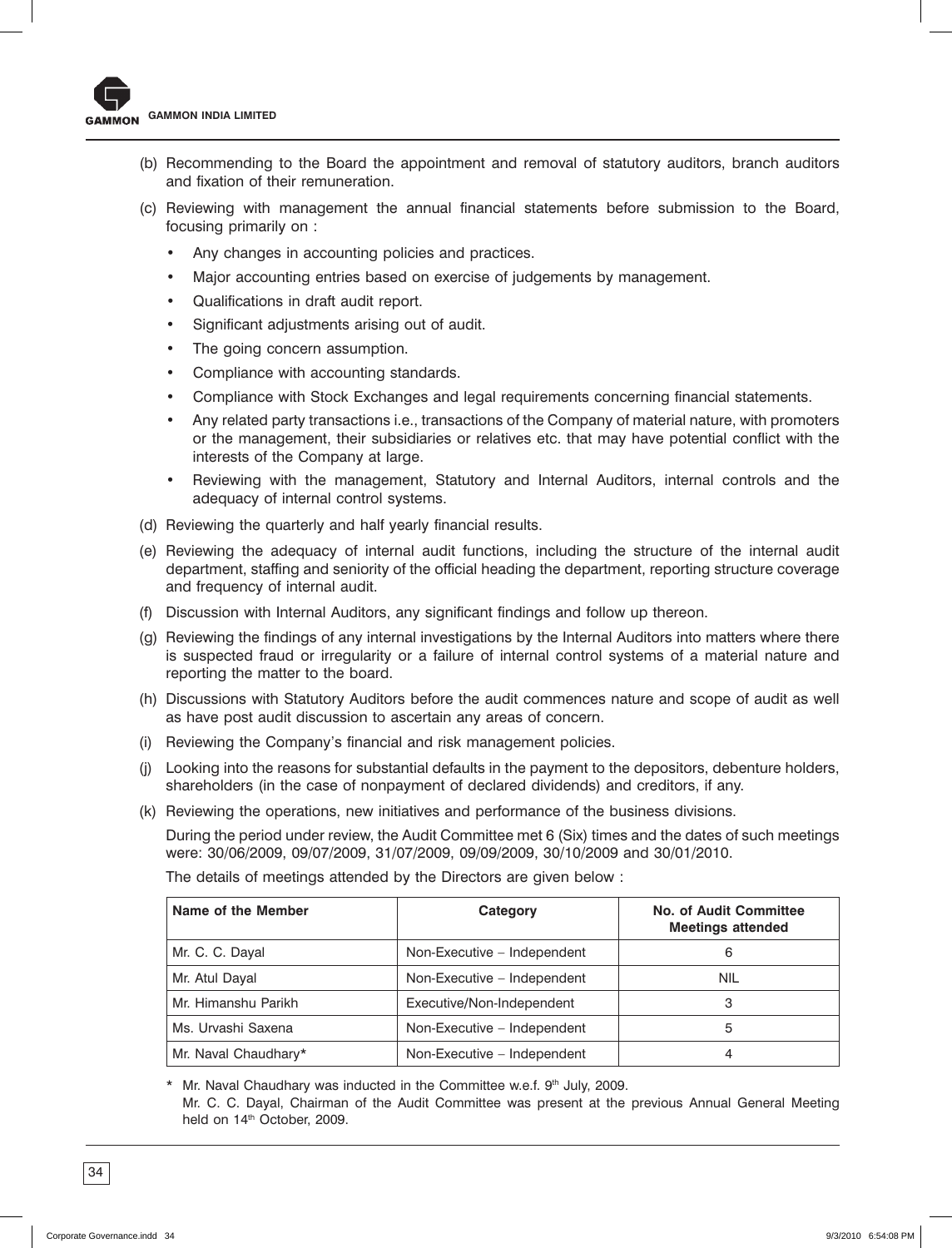(b) Recommending to the Board the appointment and removal of statutory auditors, branch auditors and fixation of their remuneration.

(c) Reviewing with management the annual financial statements before submission to the Board, focusing primarily on :

- Any changes in accounting policies and practices.
- Major accounting entries based on exercise of judgements by management.
- Qualifications in draft audit report.
- Significant adjustments arising out of audit.
- The going concern assumption.
- Compliance with accounting standards.
- Compliance with Stock Exchanges and legal requirements concerning financial statements.
- Any related party transactions i.e., transactions of the Company of material nature, with promoters or the management, their subsidiaries or relatives etc. that may have potential conflict with the interests of the Company at large.
- Reviewing with the management, Statutory and Internal Auditors, internal controls and the adequacy of internal control systems.

(d) Reviewing the quarterly and half yearly financial results.

(e) Reviewing the adequacy of internal audit functions, including the structure of the internal audit department, staffing and seniority of the official heading the department, reporting structure coverage and frequency of internal audit.

(f) Discussion with Internal Auditors, any significant findings and follow up thereon.

(g) Reviewing the findings of any internal investigations by the Internal Auditors into matters where there is suspected fraud or irregularity or a failure of internal control systems of a material nature and reporting the matter to the board.

(h) Discussions with Statutory Auditors before the audit commences nature and scope of audit as well as have post audit discussion to ascertain any areas of concern.

(i) Reviewing the Company's financial and risk management policies.

(j) Looking into the reasons for substantial defaults in the payment to the depositors, debenture holders, shareholders (in the case of nonpayment of declared dividends) and creditors, if any.

(k) Reviewing the operations, new initiatives and performance of the business divisions.

During the period under review, the Audit Committee met 6 (Six) times and the dates of such meetings were: 30/06/2009, 09/07/2009, 31/07/2009, 09/09/2009, 30/10/2009 and 30/01/2010.

The details of meetings attended by the Directors are given below :

| Name of the Member | Category | No. of Audit Committee Meetings attended |
|---|---|---|
| Mr. C. C. Dayal | Non-Executive – Independent | 6 |
| Mr. Atul Dayal | Non-Executive – Independent | NIL |
| Mr. Himanshu Parikh | Executive/Non-Independent | 3 |
| Ms. Urvashi Saxena | Non-Executive – Independent | 5 |
| Mr. Naval Chaudhary* | Non-Executive – Independent | 4 |

\* Mr. Naval Chaudhary was inducted in the Committee w.e.f. 9th July, 2009.

Mr. C. C. Dayal, Chairman of the Audit Committee was present at the previous Annual General Meeting held on 14th October, 2009.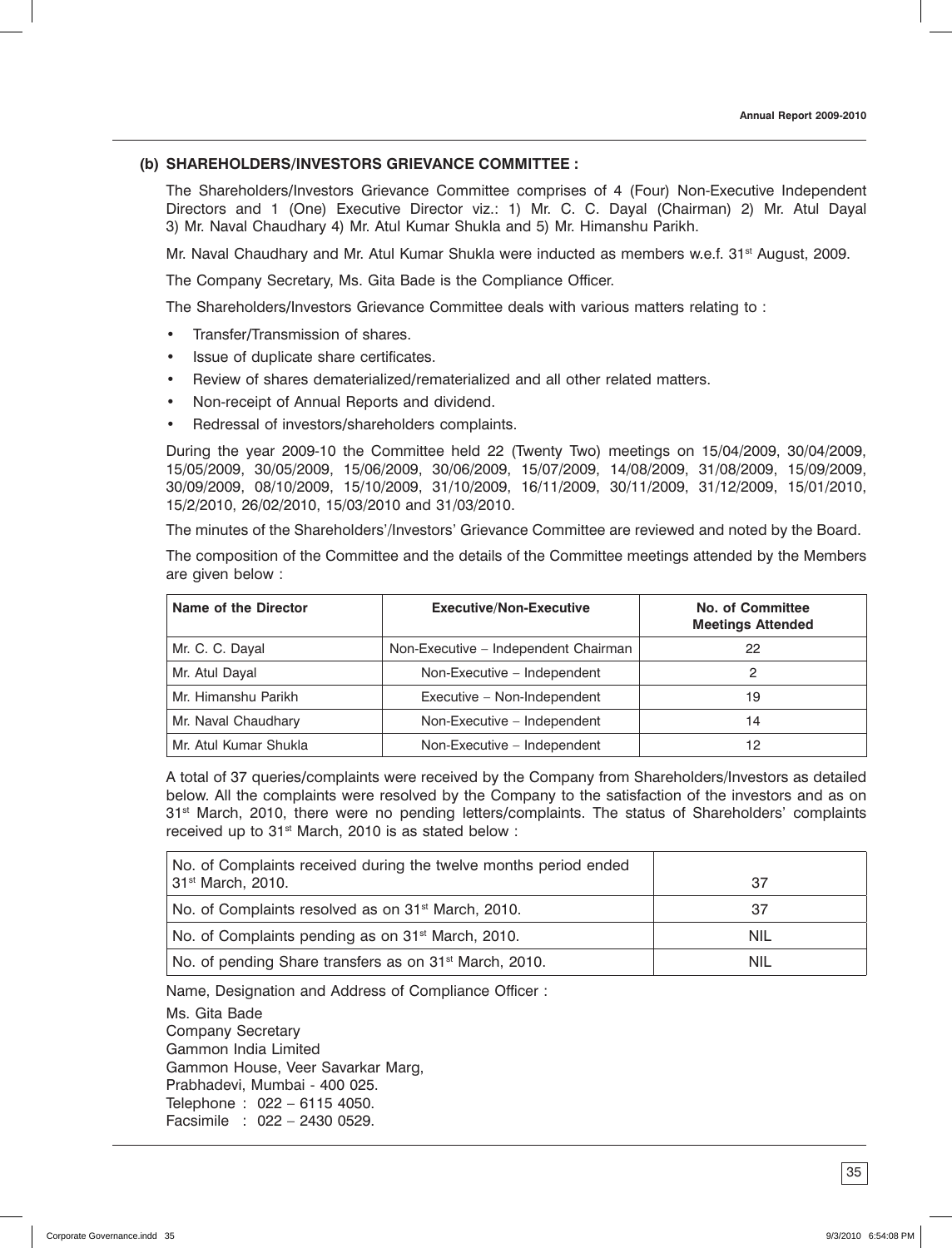### (b) SHAREHOLDERS/INVESTORS GRIEVANCE COMMITTEE :

The Shareholders/Investors Grievance Committee comprises of 4 (Four) Non-Executive Independent Directors and 1 (One) Executive Director viz.: 1) Mr. C. C. Dayal (Chairman) 2) Mr. Atul Dayal 3) Mr. Naval Chaudhary 4) Mr. Atul Kumar Shukla and 5) Mr. Himanshu Parikh.

Mr. Naval Chaudhary and Mr. Atul Kumar Shukla were inducted as members w.e.f. 31st August, 2009.

The Company Secretary, Ms. Gita Bade is the Compliance Officer.

The Shareholders/Investors Grievance Committee deals with various matters relating to :

- Transfer/Transmission of shares.
- Issue of duplicate share certificates.
- Review of shares dematerialized/rematerialized and all other related matters.
- Non-receipt of Annual Reports and dividend.
- Redressal of investors/shareholders complaints.

During the year 2009-10 the Committee held 22 (Twenty Two) meetings on 15/04/2009, 30/04/2009, 15/05/2009, 30/05/2009, 15/06/2009, 30/06/2009, 15/07/2009, 14/08/2009, 31/08/2009, 15/09/2009, 30/09/2009, 08/10/2009, 15/10/2009, 31/10/2009, 16/11/2009, 30/11/2009, 31/12/2009, 15/01/2010, 15/2/2010, 26/02/2010, 15/03/2010 and 31/03/2010.

The minutes of the Shareholders'/Investors' Grievance Committee are reviewed and noted by the Board.

The composition of the Committee and the details of the Committee meetings attended by the Members are given below :

| Name of the Director | Executive/Non-Executive | No. of Committee Meetings Attended |
|---|---|---|
| Mr. C. C. Dayal | Non-Executive – Independent Chairman | 22 |
| Mr. Atul Dayal | Non-Executive – Independent | 2 |
| Mr. Himanshu Parikh | Executive – Non-Independent | 19 |
| Mr. Naval Chaudhary | Non-Executive – Independent | 14 |
| Mr. Atul Kumar Shukla | Non-Executive – Independent | 12 |

A total of 37 queries/complaints were received by the Company from Shareholders/Investors as detailed below. All the complaints were resolved by the Company to the satisfaction of the investors and as on 31st March, 2010, there were no pending letters/complaints. The status of Shareholders' complaints received up to 31st March, 2010 is as stated below :

| | |
|---|---|
| No. of Complaints received during the twelve months period ended 31st March, 2010. | 37 |
| No. of Complaints resolved as on 31st March, 2010. | 37 |
| No. of Complaints pending as on 31st March, 2010. | NIL |
| No. of pending Share transfers as on 31st March, 2010. | NIL |

Name, Designation and Address of Compliance Officer :

Ms. Gita Bade
Company Secretary
Gammon India Limited
Gammon House, Veer Savarkar Marg,
Prabhadevi, Mumbai - 400 025.
Telephone : 022 – 6115 4050.
Facsimile : 022 – 2430 0529.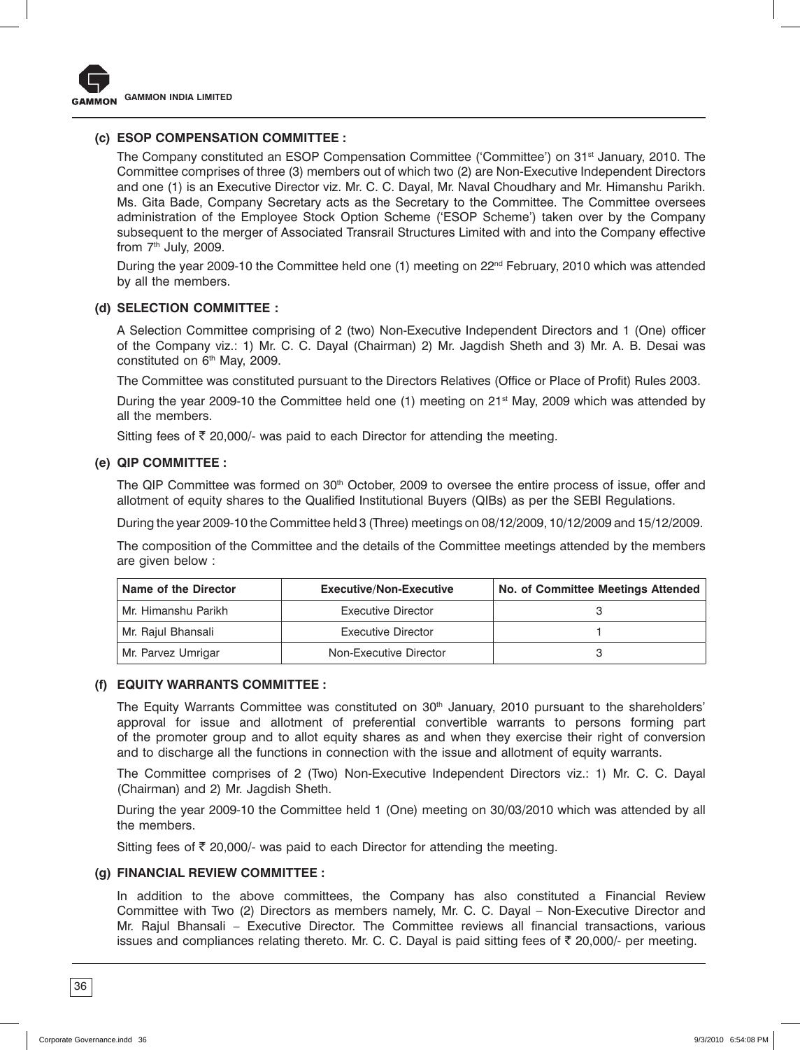### (c) ESOP COMPENSATION COMMITTEE :

The Company constituted an ESOP Compensation Committee ('Committee') on 31st January, 2010. The Committee comprises of three (3) members out of which two (2) are Non-Executive Independent Directors and one (1) is an Executive Director viz. Mr. C. C. Dayal, Mr. Naval Choudhary and Mr. Himanshu Parikh. Ms. Gita Bade, Company Secretary acts as the Secretary to the Committee. The Committee oversees administration of the Employee Stock Option Scheme ('ESOP Scheme') taken over by the Company subsequent to the merger of Associated Transrail Structures Limited with and into the Company effective from 7th July, 2009.

During the year 2009-10 the Committee held one (1) meeting on 22nd February, 2010 which was attended by all the members.

### (d) SELECTION COMMITTEE :

A Selection Committee comprising of 2 (two) Non-Executive Independent Directors and 1 (One) officer of the Company viz.: 1) Mr. C. C. Dayal (Chairman) 2) Mr. Jagdish Sheth and 3) Mr. A. B. Desai was constituted on 6th May, 2009.

The Committee was constituted pursuant to the Directors Relatives (Office or Place of Profit) Rules 2003.

During the year 2009-10 the Committee held one (1) meeting on 21st May, 2009 which was attended by all the members.

Sitting fees of ₹ 20,000/- was paid to each Director for attending the meeting.

### (e) QIP COMMITTEE :

The QIP Committee was formed on 30th October, 2009 to oversee the entire process of issue, offer and allotment of equity shares to the Qualified Institutional Buyers (QIBs) as per the SEBI Regulations.

During the year 2009-10 the Committee held 3 (Three) meetings on 08/12/2009, 10/12/2009 and 15/12/2009.

The composition of the Committee and the details of the Committee meetings attended by the members are given below :

| Name of the Director | Executive/Non-Executive | No. of Committee Meetings Attended |
|---|---|---|
| Mr. Himanshu Parikh | Executive Director | 3 |
| Mr. Rajul Bhansali | Executive Director | 1 |
| Mr. Parvez Umrigar | Non-Executive Director | 3 |

### (f) EQUITY WARRANTS COMMITTEE :

The Equity Warrants Committee was constituted on 30th January, 2010 pursuant to the shareholders' approval for issue and allotment of preferential convertible warrants to persons forming part of the promoter group and to allot equity shares as and when they exercise their right of conversion and to discharge all the functions in connection with the issue and allotment of equity warrants.

The Committee comprises of 2 (Two) Non-Executive Independent Directors viz.: 1) Mr. C. C. Dayal (Chairman) and 2) Mr. Jagdish Sheth.

During the year 2009-10 the Committee held 1 (One) meeting on 30/03/2010 which was attended by all the members.

Sitting fees of ₹ 20,000/- was paid to each Director for attending the meeting.

### (g) FINANCIAL REVIEW COMMITTEE :

In addition to the above committees, the Company has also constituted a Financial Review Committee with Two (2) Directors as members namely, Mr. C. C. Dayal – Non-Executive Director and Mr. Rajul Bhansali – Executive Director. The Committee reviews all financial transactions, various issues and compliances relating thereto. Mr. C. C. Dayal is paid sitting fees of ₹ 20,000/- per meeting.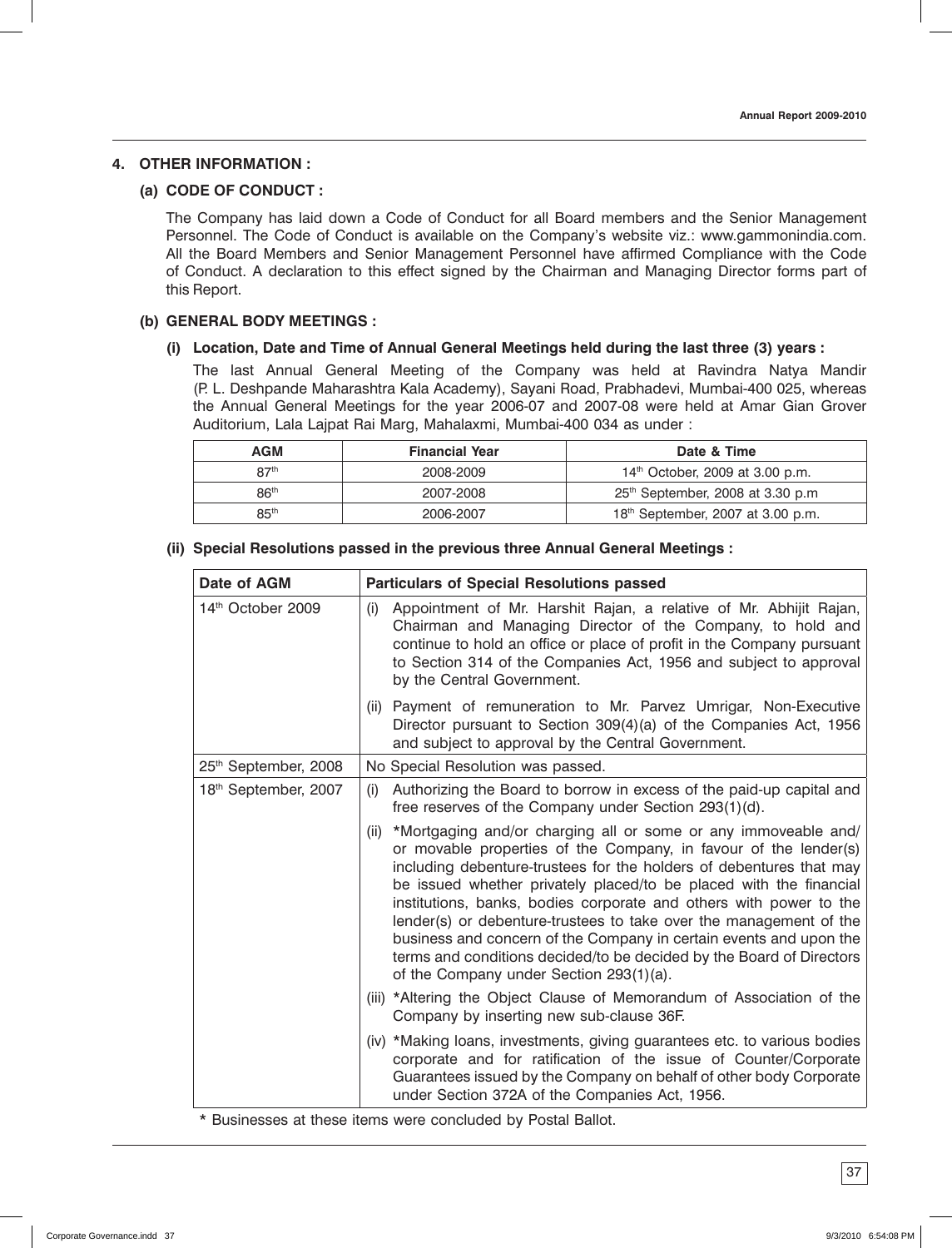## 4. OTHER INFORMATION :

### (a) CODE OF CONDUCT :

The Company has laid down a Code of Conduct for all Board members and the Senior Management Personnel. The Code of Conduct is available on the Company's website viz.: www.gammonindia.com. All the Board Members and Senior Management Personnel have affirmed Compliance with the Code of Conduct. A declaration to this effect signed by the Chairman and Managing Director forms part of this Report.

### (b) GENERAL BODY MEETINGS :

#### (i) Location, Date and Time of Annual General Meetings held during the last three (3) years :

The last Annual General Meeting of the Company was held at Ravindra Natya Mandir (P. L. Deshpande Maharashtra Kala Academy), Sayani Road, Prabhadevi, Mumbai-400 025, whereas the Annual General Meetings for the year 2006-07 and 2007-08 were held at Amar Gian Grover Auditorium, Lala Lajpat Rai Marg, Mahalaxmi, Mumbai-400 034 as under :

| AGM | Financial Year | Date & Time |
|---|---|---|
| 87th | 2008-2009 | 14th October, 2009 at 3.00 p.m. |
| 86th | 2007-2008 | 25th September, 2008 at 3.30 p.m |
| 85th | 2006-2007 | 18th September, 2007 at 3.00 p.m. |

#### (ii) Special Resolutions passed in the previous three Annual General Meetings :

| Date of AGM | Particulars of Special Resolutions passed |
|---|---|
| 14th October 2009 | (i) Appointment of Mr. Harshit Rajan, a relative of Mr. Abhijit Rajan, Chairman and Managing Director of the Company, to hold and continue to hold an office or place of profit in the Company pursuant to Section 314 of the Companies Act, 1956 and subject to approval by the Central Government. |
| | (ii) Payment of remuneration to Mr. Parvez Umrigar, Non-Executive Director pursuant to Section 309(4)(a) of the Companies Act, 1956 and subject to approval by the Central Government. |
| 25th September, 2008 | No Special Resolution was passed. |
| 18th September, 2007 | (i) Authorizing the Board to borrow in excess of the paid-up capital and free reserves of the Company under Section 293(1)(d). |
| | (ii) *Mortgaging and/or charging all or some or any immoveable and/ or movable properties of the Company, in favour of the lender(s) including debenture-trustees for the holders of debentures that may be issued whether privately placed/to be placed with the financial institutions, banks, bodies corporate and others with power to the lender(s) or debenture-trustees to take over the management of the business and concern of the Company in certain events and upon the terms and conditions decided/to be decided by the Board of Directors of the Company under Section 293(1)(a). |
| | (iii) *Altering the Object Clause of Memorandum of Association of the Company by inserting new sub-clause 36F. |
| | (iv) *Making loans, investments, giving guarantees etc. to various bodies corporate and for ratification of the issue of Counter/Corporate Guarantees issued by the Company on behalf of other body Corporate under Section 372A of the Companies Act, 1956. |

* Businesses at these items were concluded by Postal Ballot.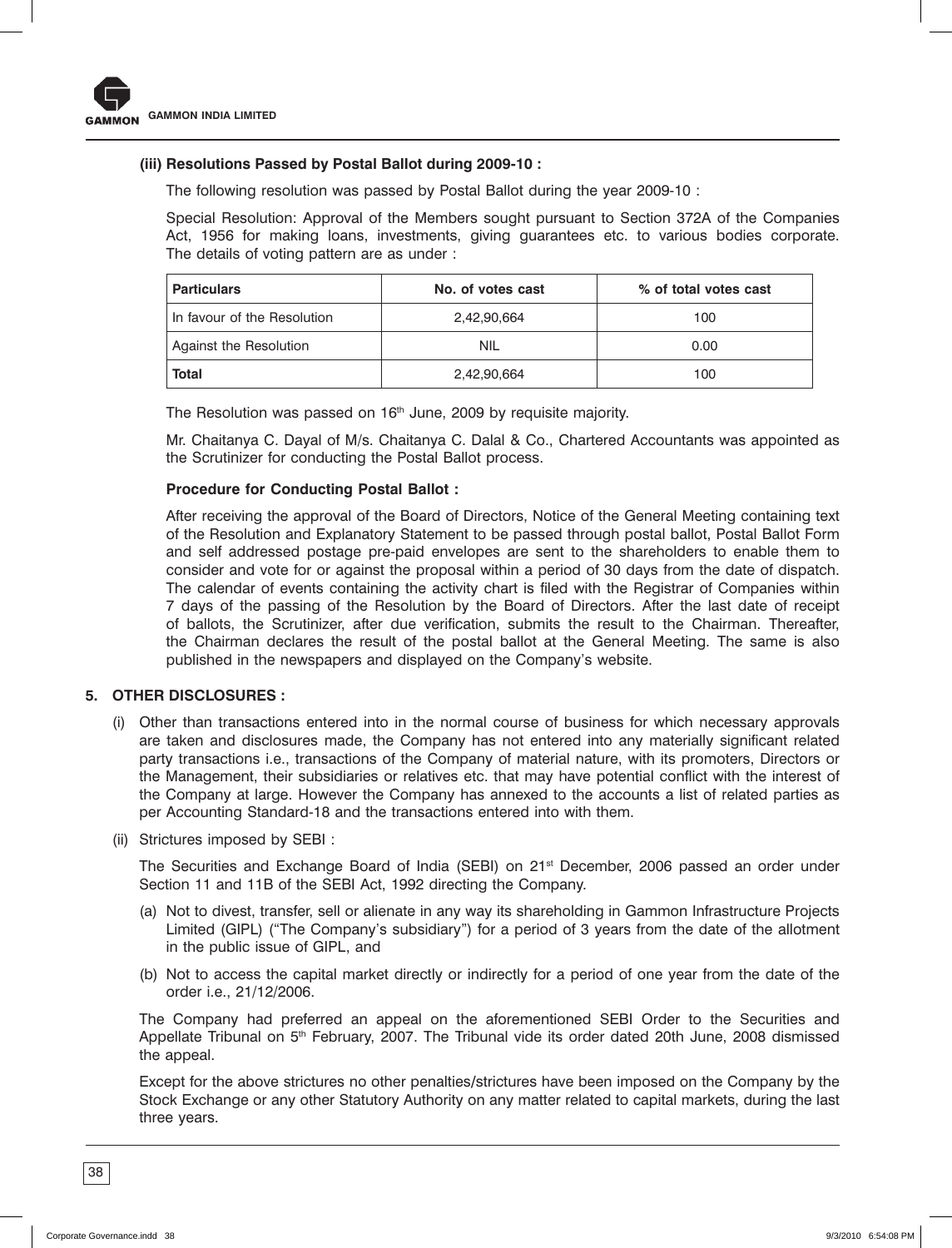**(iii) Resolutions Passed by Postal Ballot during 2009-10 :**

The following resolution was passed by Postal Ballot during the year 2009-10 :

Special Resolution: Approval of the Members sought pursuant to Section 372A of the Companies Act, 1956 for making loans, investments, giving guarantees etc. to various bodies corporate. The details of voting pattern are as under :

| Particulars | No. of votes cast | % of total votes cast |
|---|---|---|
| In favour of the Resolution | 2,42,90,664 | 100 |
| Against the Resolution | NIL | 0.00 |
| **Total** | 2,42,90,664 | 100 |

The Resolution was passed on 16th June, 2009 by requisite majority.

Mr. Chaitanya C. Dayal of M/s. Chaitanya C. Dalal & Co., Chartered Accountants was appointed as the Scrutinizer for conducting the Postal Ballot process.

**Procedure for Conducting Postal Ballot :**

After receiving the approval of the Board of Directors, Notice of the General Meeting containing text of the Resolution and Explanatory Statement to be passed through postal ballot, Postal Ballot Form and self addressed postage pre-paid envelopes are sent to the shareholders to enable them to consider and vote for or against the proposal within a period of 30 days from the date of dispatch. The calendar of events containing the activity chart is filed with the Registrar of Companies within 7 days of the passing of the Resolution by the Board of Directors. After the last date of receipt of ballots, the Scrutinizer, after due verification, submits the result to the Chairman. Thereafter, the Chairman declares the result of the postal ballot at the General Meeting. The same is also published in the newspapers and displayed on the Company's website.

## 5. OTHER DISCLOSURES :

(i) Other than transactions entered into in the normal course of business for which necessary approvals are taken and disclosures made, the Company has not entered into any materially significant related party transactions i.e., transactions of the Company of material nature, with its promoters, Directors or the Management, their subsidiaries or relatives etc. that may have potential conflict with the interest of the Company at large. However the Company has annexed to the accounts a list of related parties as per Accounting Standard-18 and the transactions entered into with them.

(ii) Strictures imposed by SEBI :

The Securities and Exchange Board of India (SEBI) on 21st December, 2006 passed an order under Section 11 and 11B of the SEBI Act, 1992 directing the Company.

(a) Not to divest, transfer, sell or alienate in any way its shareholding in Gammon Infrastructure Projects Limited (GIPL) ("The Company's subsidiary") for a period of 3 years from the date of the allotment in the public issue of GIPL, and

(b) Not to access the capital market directly or indirectly for a period of one year from the date of the order i.e., 21/12/2006.

The Company had preferred an appeal on the aforementioned SEBI Order to the Securities and Appellate Tribunal on 5th February, 2007. The Tribunal vide its order dated 20th June, 2008 dismissed the appeal.

Except for the above strictures no other penalties/strictures have been imposed on the Company by the Stock Exchange or any other Statutory Authority on any matter related to capital markets, during the last three years.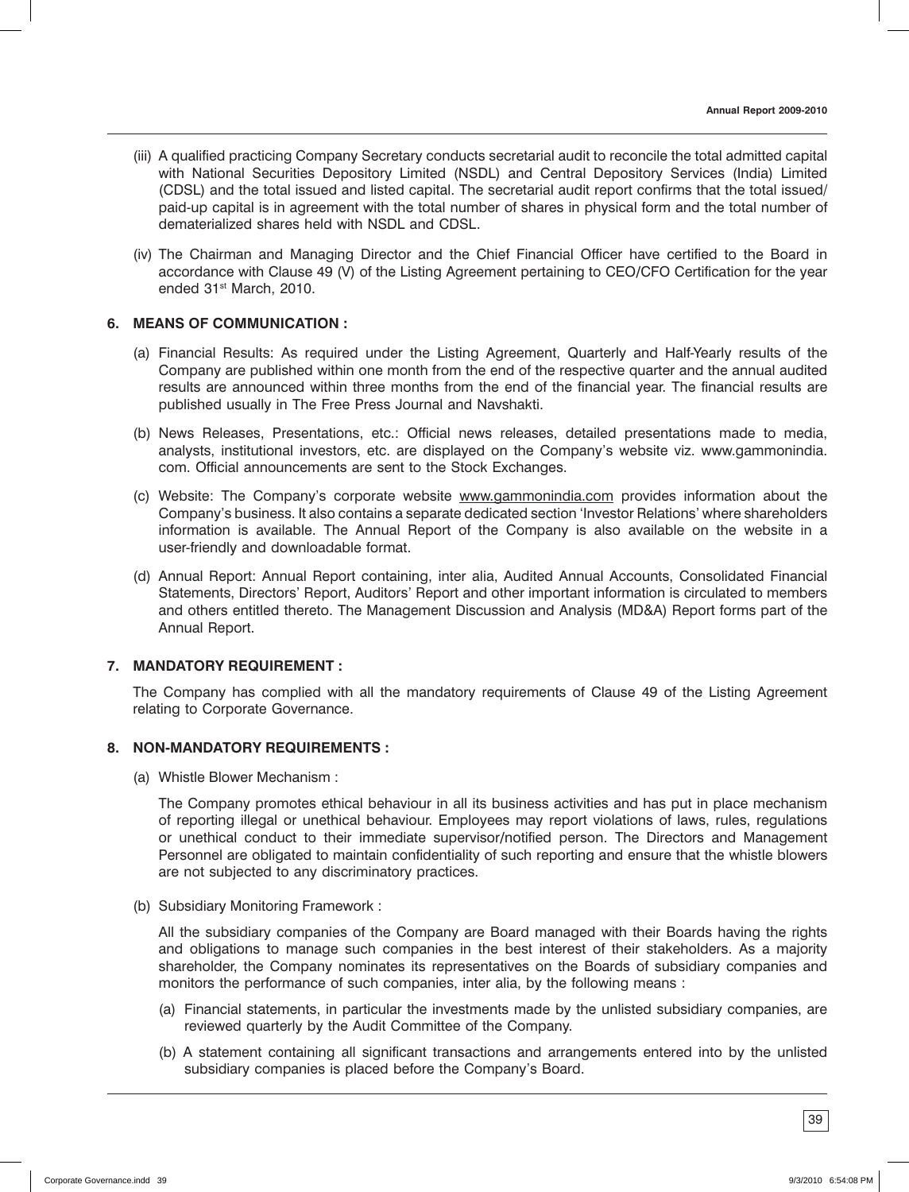(iii) A qualified practicing Company Secretary conducts secretarial audit to reconcile the total admitted capital with National Securities Depository Limited (NSDL) and Central Depository Services (India) Limited (CDSL) and the total issued and listed capital. The secretarial audit report confirms that the total issued/ paid-up capital is in agreement with the total number of shares in physical form and the total number of dematerialized shares held with NSDL and CDSL.

(iv) The Chairman and Managing Director and the Chief Financial Officer have certified to the Board in accordance with Clause 49 (V) of the Listing Agreement pertaining to CEO/CFO Certification for the year ended 31st March, 2010.

## 6. MEANS OF COMMUNICATION :

(a) Financial Results: As required under the Listing Agreement, Quarterly and Half-Yearly results of the Company are published within one month from the end of the respective quarter and the annual audited results are announced within three months from the end of the financial year. The financial results are published usually in The Free Press Journal and Navshakti.

(b) News Releases, Presentations, etc.: Official news releases, detailed presentations made to media, analysts, institutional investors, etc. are displayed on the Company's website viz. www.gammonindia.com. Official announcements are sent to the Stock Exchanges.

(c) Website: The Company's corporate website www.gammonindia.com provides information about the Company's business. It also contains a separate dedicated section 'Investor Relations' where shareholders information is available. The Annual Report of the Company is also available on the website in a user-friendly and downloadable format.

(d) Annual Report: Annual Report containing, inter alia, Audited Annual Accounts, Consolidated Financial Statements, Directors' Report, Auditors' Report and other important information is circulated to members and others entitled thereto. The Management Discussion and Analysis (MD&A) Report forms part of the Annual Report.

## 7. MANDATORY REQUIREMENT :

The Company has complied with all the mandatory requirements of Clause 49 of the Listing Agreement relating to Corporate Governance.

## 8. NON-MANDATORY REQUIREMENTS :

(a) Whistle Blower Mechanism :

The Company promotes ethical behaviour in all its business activities and has put in place mechanism of reporting illegal or unethical behaviour. Employees may report violations of laws, rules, regulations or unethical conduct to their immediate supervisor/notified person. The Directors and Management Personnel are obligated to maintain confidentiality of such reporting and ensure that the whistle blowers are not subjected to any discriminatory practices.

(b) Subsidiary Monitoring Framework :

All the subsidiary companies of the Company are Board managed with their Boards having the rights and obligations to manage such companies in the best interest of their stakeholders. As a majority shareholder, the Company nominates its representatives on the Boards of subsidiary companies and monitors the performance of such companies, inter alia, by the following means :

(a) Financial statements, in particular the investments made by the unlisted subsidiary companies, are reviewed quarterly by the Audit Committee of the Company.

(b) A statement containing all significant transactions and arrangements entered into by the unlisted subsidiary companies is placed before the Company's Board.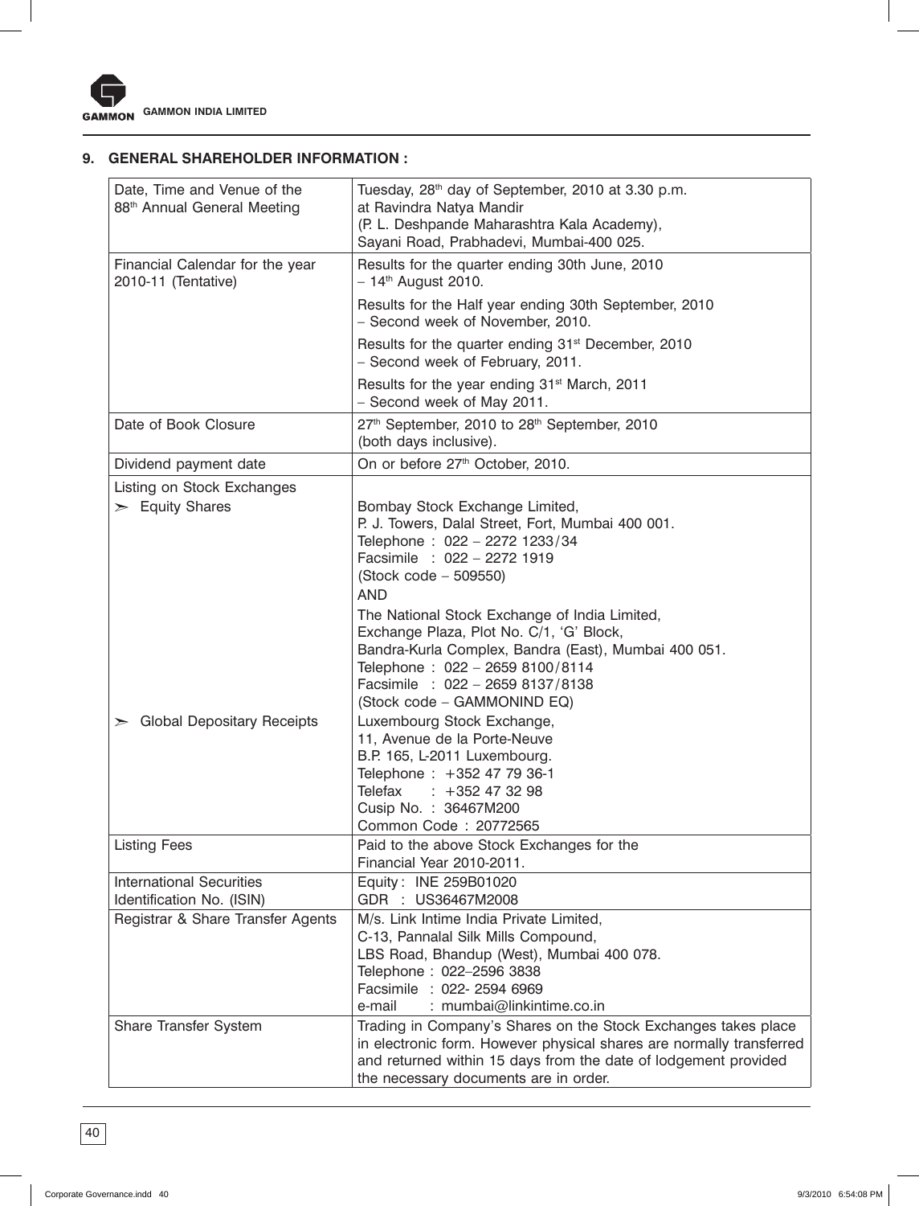## 9. GENERAL SHAREHOLDER INFORMATION :

| | |
|---|---|
| Date, Time and Venue of the 88th Annual General Meeting | Tuesday, 28th day of September, 2010 at 3.30 p.m. at Ravindra Natya Mandir (P. L. Deshpande Maharashtra Kala Academy), Sayani Road, Prabhadevi, Mumbai-400 025. |
| Financial Calendar for the year 2010-11 (Tentative) | Results for the quarter ending 30th June, 2010 – 14th August 2010.<br>Results for the Half year ending 30th September, 2010 – Second week of November, 2010.<br>Results for the quarter ending 31st December, 2010 – Second week of February, 2011.<br>Results for the year ending 31st March, 2011 – Second week of May 2011. |
| Date of Book Closure | 27th September, 2010 to 28th September, 2010 (both days inclusive). |
| Dividend payment date | On or before 27th October, 2010. |
| Listing on Stock Exchanges<br>➣ Equity Shares | Bombay Stock Exchange Limited, P. J. Towers, Dalal Street, Fort, Mumbai 400 001.<br>Telephone : 022 – 2272 1233/34<br>Facsimile : 022 – 2272 1919<br>(Stock code – 509550)<br>AND<br>The National Stock Exchange of India Limited, Exchange Plaza, Plot No. C/1, 'G' Block, Bandra-Kurla Complex, Bandra (East), Mumbai 400 051.<br>Telephone : 022 – 2659 8100/8114<br>Facsimile : 022 – 2659 8137/8138<br>(Stock code – GAMMONIND EQ) |
| ➣ Global Depositary Receipts | Luxembourg Stock Exchange, 11, Avenue de la Porte-Neuve B.P. 165, L-2011 Luxembourg.<br>Telephone : +352 47 79 36-1<br>Telefax : +352 47 32 98<br>Cusip No. : 36467M200<br>Common Code : 20772565 |
| Listing Fees | Paid to the above Stock Exchanges for the Financial Year 2010-2011. |
| International Securities Identification No. (ISIN) | Equity : INE 259B01020<br>GDR : US36467M2008 |
| Registrar & Share Transfer Agents | M/s. Link Intime India Private Limited, C-13, Pannalal Silk Mills Compound, LBS Road, Bhandup (West), Mumbai 400 078.<br>Telephone : 022–2596 3838<br>Facsimile : 022- 2594 6969<br>e-mail : mumbai@linkintime.co.in |
| Share Transfer System | Trading in Company's Shares on the Stock Exchanges takes place in electronic form. However physical shares are normally transferred and returned within 15 days from the date of lodgement provided the necessary documents are in order. |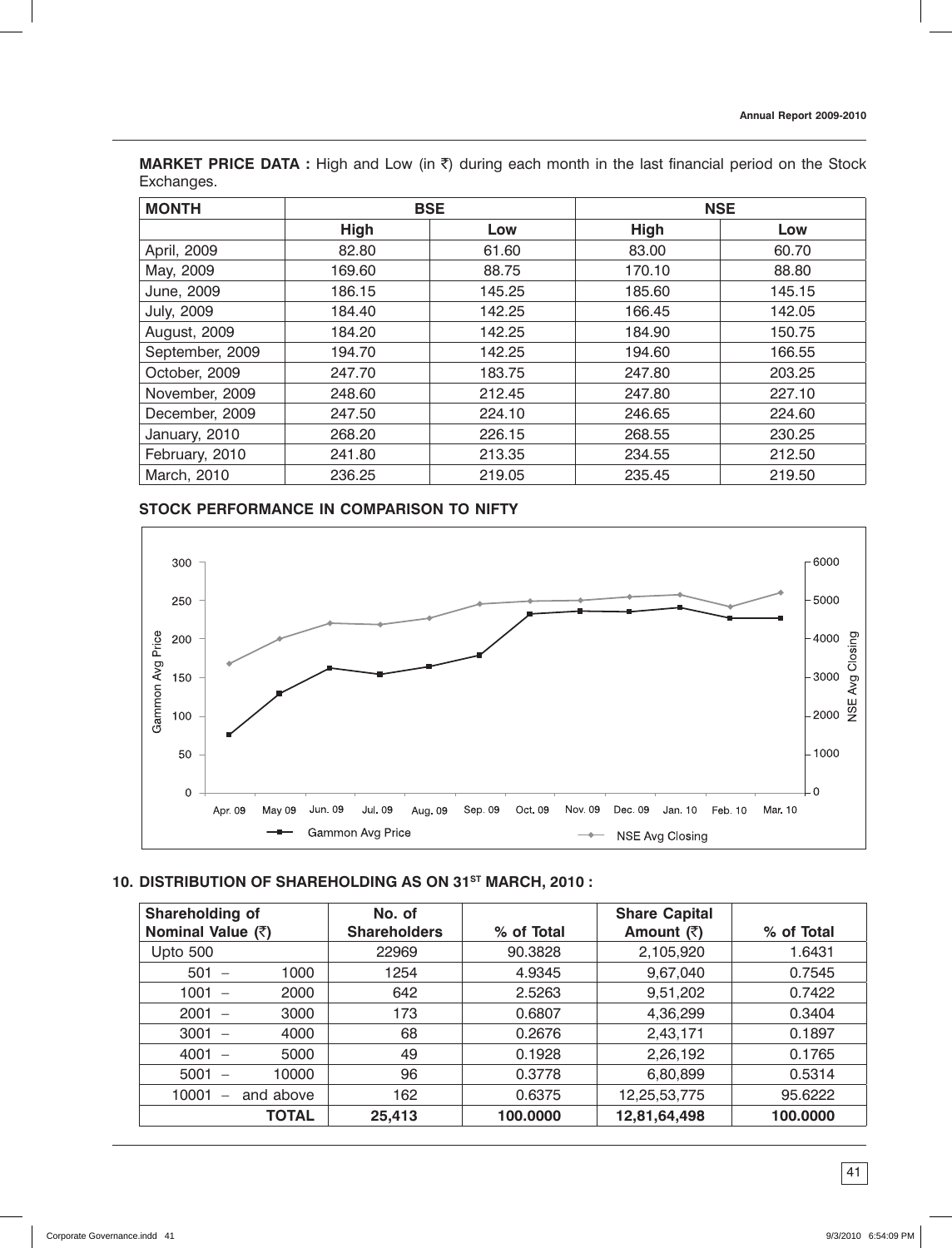**MARKET PRICE DATA :** High and Low (in ₹) during each month in the last financial period on the Stock Exchanges.

| MONTH | BSE | | NSE | |
|---|---|---|---|---|
| | High | Low | High | Low |
| April, 2009 | 82.80 | 61.60 | 83.00 | 60.70 |
| May, 2009 | 169.60 | 88.75 | 170.10 | 88.80 |
| June, 2009 | 186.15 | 145.25 | 185.60 | 145.15 |
| July, 2009 | 184.40 | 142.25 | 166.45 | 142.05 |
| August, 2009 | 184.20 | 142.25 | 184.90 | 150.75 |
| September, 2009 | 194.70 | 142.25 | 194.60 | 166.55 |
| October, 2009 | 247.70 | 183.75 | 247.80 | 203.25 |
| November, 2009 | 248.60 | 212.45 | 247.80 | 227.10 |
| December, 2009 | 247.50 | 224.10 | 246.65 | 224.60 |
| January, 2010 | 268.20 | 226.15 | 268.55 | 230.25 |
| February, 2010 | 241.80 | 213.35 | 234.55 | 212.50 |
| March, 2010 | 236.25 | 219.05 | 235.45 | 219.50 |

**STOCK PERFORMANCE IN COMPARISON TO NIFTY**

## 10. DISTRIBUTION OF SHAREHOLDING AS ON 31ST MARCH, 2010 :

| Shareholding of Nominal Value (₹) | No. of Shareholders | % of Total | Share Capital Amount (₹) | % of Total |
|---|---|---|---|---|
| Upto 500 | 22969 | 90.3828 | 2,105,920 | 1.6431 |
| 501 – 1000 | 1254 | 4.9345 | 9,67,040 | 0.7545 |
| 1001 – 2000 | 642 | 2.5263 | 9,51,202 | 0.7422 |
| 2001 – 3000 | 173 | 0.6807 | 4,36,299 | 0.3404 |
| 3001 – 4000 | 68 | 0.2676 | 2,43,171 | 0.1897 |
| 4001 – 5000 | 49 | 0.1928 | 2,26,192 | 0.1765 |
| 5001 – 10000 | 96 | 0.3778 | 6,80,899 | 0.5314 |
| 10001 – and above | 162 | 0.6375 | 12,25,53,775 | 95.6222 |
| **TOTAL** | **25,413** | **100.0000** | **12,81,64,498** | **100.0000** |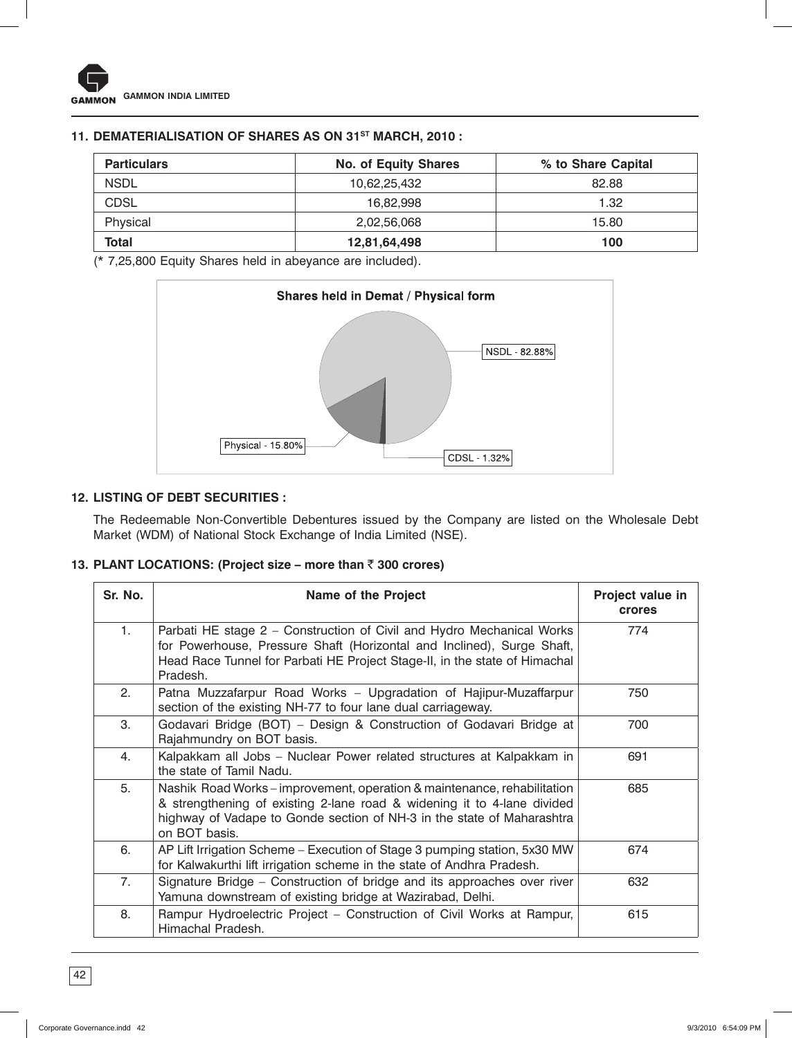## 11. DEMATERIALISATION OF SHARES AS ON 31ST MARCH, 2010 :

| Particulars | No. of Equity Shares | % to Share Capital |
|---|---|---|
| NSDL | 10,62,25,432 | 82.88 |
| CDSL | 16,82,998 | 1.32 |
| Physical | 2,02,56,068 | 15.80 |
| **Total** | **12,81,64,498** | **100** |

(* 7,25,800 Equity Shares held in abeyance are included).

**Shares held in Demat / Physical form**

NSDL - 82.88%

Physical - 15.80%

CDSL - 1.32%

## 12. LISTING OF DEBT SECURITIES :

The Redeemable Non-Convertible Debentures issued by the Company are listed on the Wholesale Debt Market (WDM) of National Stock Exchange of India Limited (NSE).

## 13. PLANT LOCATIONS: (Project size – more than ₹ 300 crores)

| Sr. No. | Name of the Project | Project value in crores |
|---|---|---|
| 1. | Parbati HE stage 2 – Construction of Civil and Hydro Mechanical Works for Powerhouse, Pressure Shaft (Horizontal and Inclined), Surge Shaft, Head Race Tunnel for Parbati HE Project Stage-II, in the state of Himachal Pradesh. | 774 |
| 2. | Patna Muzzafarpur Road Works – Upgradation of Hajipur-Muzaffarpur section of the existing NH-77 to four lane dual carriageway. | 750 |
| 3. | Godavari Bridge (BOT) – Design & Construction of Godavari Bridge at Rajahmundry on BOT basis. | 700 |
| 4. | Kalpakkam all Jobs – Nuclear Power related structures at Kalpakkam in the state of Tamil Nadu. | 691 |
| 5. | Nashik Road Works – improvement, operation & maintenance, rehabilitation & strengthening of existing 2-lane road & widening it to 4-lane divided highway of Vadape to Gonde section of NH-3 in the state of Maharashtra on BOT basis. | 685 |
| 6. | AP Lift Irrigation Scheme – Execution of Stage 3 pumping station, 5x30 MW for Kalwakurthi lift irrigation scheme in the state of Andhra Pradesh. | 674 |
| 7. | Signature Bridge – Construction of bridge and its approaches over river Yamuna downstream of existing bridge at Wazirabad, Delhi. | 632 |
| 8. | Rampur Hydroelectric Project – Construction of Civil Works at Rampur, Himachal Pradesh. | 615 |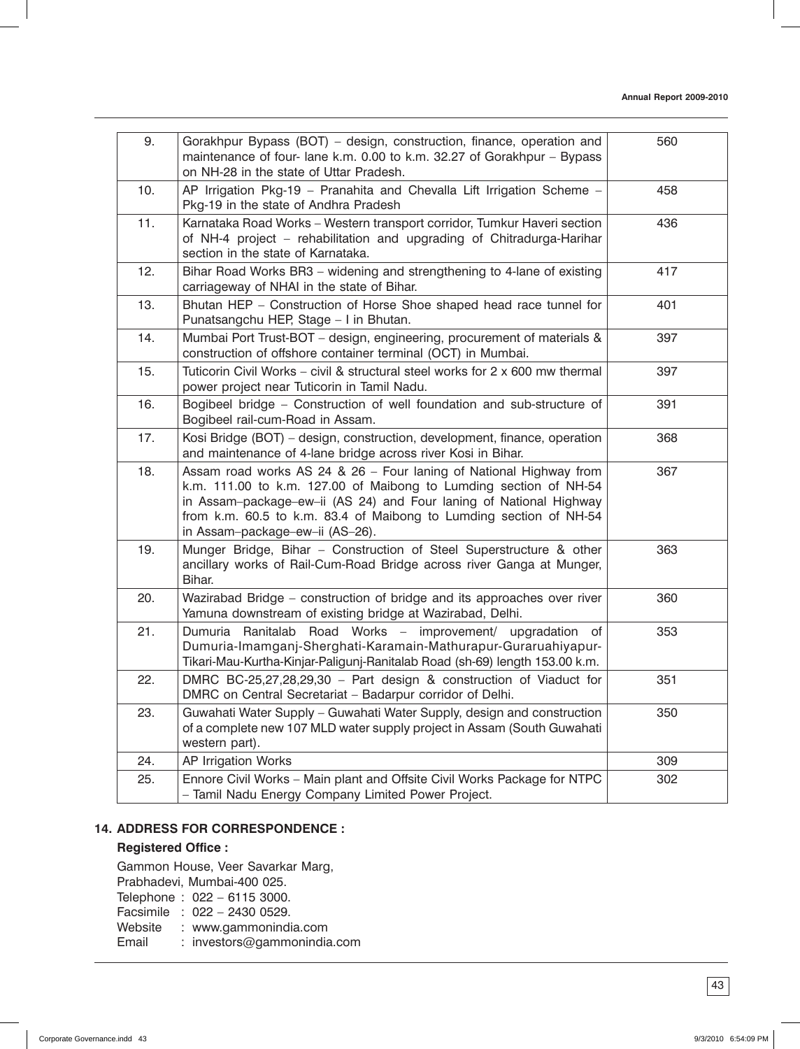| 9. | Gorakhpur Bypass (BOT) – design, construction, finance, operation and maintenance of four- lane k.m. 0.00 to k.m. 32.27 of Gorakhpur – Bypass on NH-28 in the state of Uttar Pradesh. | 560 |
|---|---|---|
| 10. | AP Irrigation Pkg-19 – Pranahita and Chevalla Lift Irrigation Scheme – Pkg-19 in the state of Andhra Pradesh | 458 |
| 11. | Karnataka Road Works – Western transport corridor, Tumkur Haveri section of NH-4 project – rehabilitation and upgrading of Chitradurga-Harihar section in the state of Karnataka. | 436 |
| 12. | Bihar Road Works BR3 – widening and strengthening to 4-lane of existing carriageway of NHAI in the state of Bihar. | 417 |
| 13. | Bhutan HEP – Construction of Horse Shoe shaped head race tunnel for Punatsangchu HEP, Stage – I in Bhutan. | 401 |
| 14. | Mumbai Port Trust-BOT – design, engineering, procurement of materials & construction of offshore container terminal (OCT) in Mumbai. | 397 |
| 15. | Tuticorin Civil Works – civil & structural steel works for 2 x 600 mw thermal power project near Tuticorin in Tamil Nadu. | 397 |
| 16. | Bogibeel bridge – Construction of well foundation and sub-structure of Bogibeel rail-cum-Road in Assam. | 391 |
| 17. | Kosi Bridge (BOT) – design, construction, development, finance, operation and maintenance of 4-lane bridge across river Kosi in Bihar. | 368 |
| 18. | Assam road works AS 24 & 26 – Four laning of National Highway from k.m. 111.00 to k.m. 127.00 of Maibong to Lumding section of NH-54 in Assam–package–ew–ii (AS 24) and Four laning of National Highway from k.m. 60.5 to k.m. 83.4 of Maibong to Lumding section of NH-54 in Assam–package–ew–ii (AS–26). | 367 |
| 19. | Munger Bridge, Bihar – Construction of Steel Superstructure & other ancillary works of Rail-Cum-Road Bridge across river Ganga at Munger, Bihar. | 363 |
| 20. | Wazirabad Bridge – construction of bridge and its approaches over river Yamuna downstream of existing bridge at Wazirabad, Delhi. | 360 |
| 21. | Dumuria Ranitalab Road Works – improvement/ upgradation of Dumuria-Imamganj-Sherghati-Karamain-Mathurapur-Guraruahiyapur-Tikari-Mau-Kurtha-Kinjar-Paligunj-Ranitalab Road (sh-69) length 153.00 k.m. | 353 |
| 22. | DMRC BC-25,27,28,29,30 – Part design & construction of Viaduct for DMRC on Central Secretariat – Badarpur corridor of Delhi. | 351 |
| 23. | Guwahati Water Supply – Guwahati Water Supply, design and construction of a complete new 107 MLD water supply project in Assam (South Guwahati western part). | 350 |
| 24. | AP Irrigation Works | 309 |
| 25. | Ennore Civil Works – Main plant and Offsite Civil Works Package for NTPC – Tamil Nadu Energy Company Limited Power Project. | 302 |

### 14. ADDRESS FOR CORRESPONDENCE :

**Registered Office :**

Gammon House, Veer Savarkar Marg,
Prabhadevi, Mumbai-400 025.
Telephone : 022 – 6115 3000.
Facsimile : 022 – 2430 0529.
Website : www.gammonindia.com
Email : investors@gammonindia.com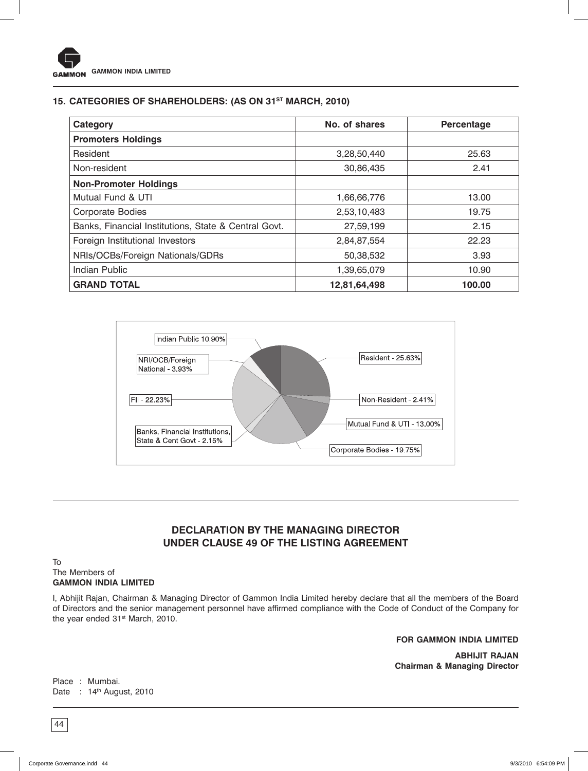## 15. CATEGORIES OF SHAREHOLDERS: (AS ON 31ST MARCH, 2010)

| Category | No. of shares | Percentage |
|---|---|---|
| **Promoters Holdings** | | |
| Resident | 3,28,50,440 | 25.63 |
| Non-resident | 30,86,435 | 2.41 |
| **Non-Promoter Holdings** | | |
| Mutual Fund & UTI | 1,66,66,776 | 13.00 |
| Corporate Bodies | 2,53,10,483 | 19.75 |
| Banks, Financial Institutions, State & Central Govt. | 27,59,199 | 2.15 |
| Foreign Institutional Investors | 2,84,87,554 | 22.23 |
| NRIs/OCBs/Foreign Nationals/GDRs | 50,38,532 | 3.93 |
| Indian Public | 1,39,65,079 | 10.90 |
| **GRAND TOTAL** | **12,81,64,498** | **100.00** |

Indian Public 10.90%

NRI/OCB/Foreign National - 3.93%

FII - 22.23%

Banks, Financial Institutions, State & Cent Govt - 2.15%

Resident - 25.63%

Non-Resident - 2.41%

Mutual Fund & UTI - 13.00%

Corporate Bodies - 19.75%

## DECLARATION BY THE MANAGING DIRECTOR UNDER CLAUSE 49 OF THE LISTING AGREEMENT

To
The Members of
**GAMMON INDIA LIMITED**

I, Abhijit Rajan, Chairman & Managing Director of Gammon India Limited hereby declare that all the members of the Board of Directors and the senior management personnel have affirmed compliance with the Code of Conduct of the Company for the year ended 31st March, 2010.

**FOR GAMMON INDIA LIMITED**

**ABHIJIT RAJAN**
**Chairman & Managing Director**

Place : Mumbai.
Date : 14th August, 2010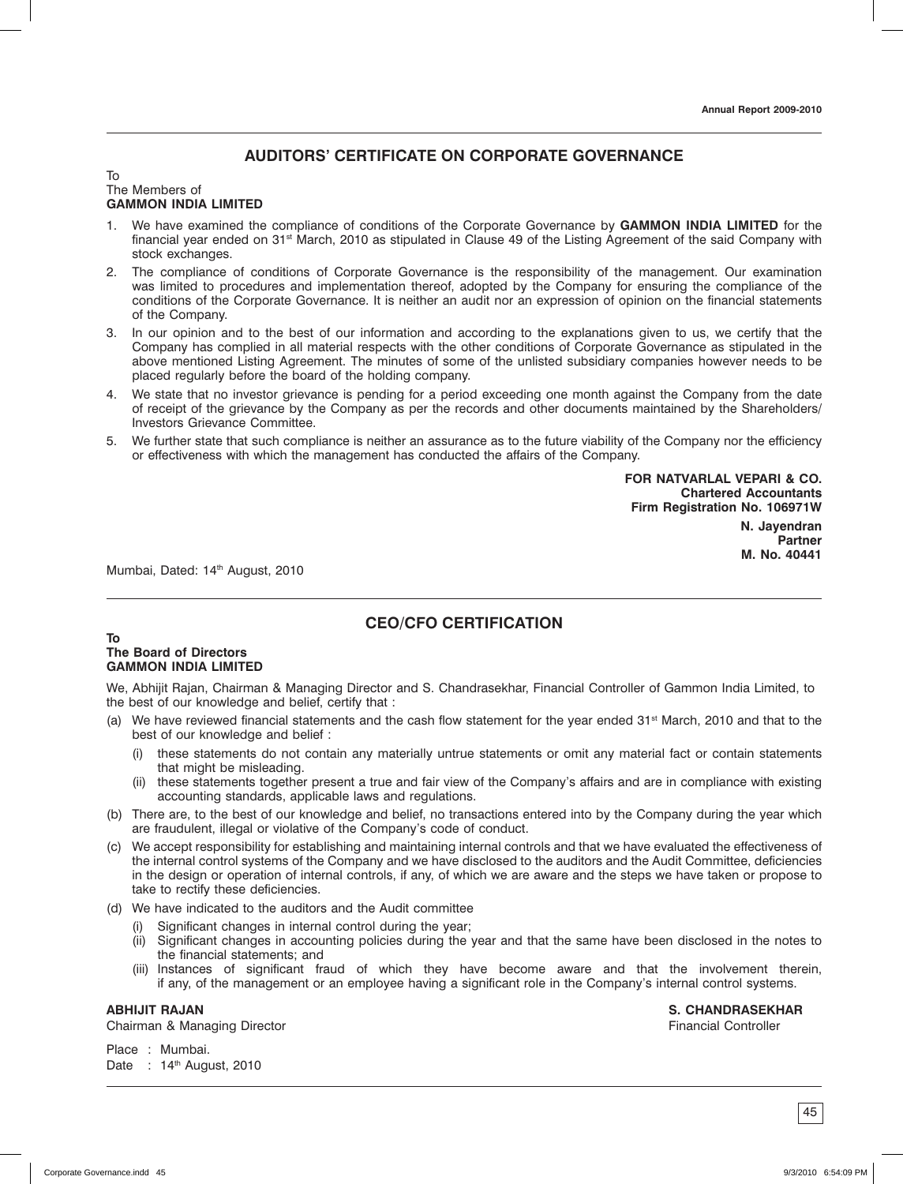## AUDITORS' CERTIFICATE ON CORPORATE GOVERNANCE

To
The Members of
**GAMMON INDIA LIMITED**

1. We have examined the compliance of conditions of the Corporate Governance by **GAMMON INDIA LIMITED** for the financial year ended on 31st March, 2010 as stipulated in Clause 49 of the Listing Agreement of the said Company with stock exchanges.
2. The compliance of conditions of Corporate Governance is the responsibility of the management. Our examination was limited to procedures and implementation thereof, adopted by the Company for ensuring the compliance of the conditions of the Corporate Governance. It is neither an audit nor an expression of opinion on the financial statements of the Company.
3. In our opinion and to the best of our information and according to the explanations given to us, we certify that the Company has complied in all material respects with the other conditions of Corporate Governance as stipulated in the above mentioned Listing Agreement. The minutes of some of the unlisted subsidiary companies however needs to be placed regularly before the board of the holding company.
4. We state that no investor grievance is pending for a period exceeding one month against the Company from the date of receipt of the grievance by the Company as per the records and other documents maintained by the Shareholders/ Investors Grievance Committee.
5. We further state that such compliance is neither an assurance as to the future viability of the Company nor the efficiency or effectiveness with which the management has conducted the affairs of the Company.

**FOR NATVARLAL VEPARI & CO.**
**Chartered Accountants**
**Firm Registration No. 106971W**

**N. Jayendran**
**Partner**
**M. No. 40441**

Mumbai, Dated: 14th August, 2010

## CEO/CFO CERTIFICATION

**To**
**The Board of Directors**
**GAMMON INDIA LIMITED**

We, Abhijit Rajan, Chairman & Managing Director and S. Chandrasekhar, Financial Controller of Gammon India Limited, to the best of our knowledge and belief, certify that :

(a) We have reviewed financial statements and the cash flow statement for the year ended 31st March, 2010 and that to the best of our knowledge and belief :
   (i) these statements do not contain any materially untrue statements or omit any material fact or contain statements that might be misleading.
   (ii) these statements together present a true and fair view of the Company's affairs and are in compliance with existing accounting standards, applicable laws and regulations.

(b) There are, to the best of our knowledge and belief, no transactions entered into by the Company during the year which are fraudulent, illegal or violative of the Company's code of conduct.

(c) We accept responsibility for establishing and maintaining internal controls and that we have evaluated the effectiveness of the internal control systems of the Company and we have disclosed to the auditors and the Audit Committee, deficiencies in the design or operation of internal controls, if any, of which we are aware and the steps we have taken or propose to take to rectify these deficiencies.

(d) We have indicated to the auditors and the Audit committee
   (i) Significant changes in internal control during the year;
   (ii) Significant changes in accounting policies during the year and that the same have been disclosed in the notes to the financial statements; and
   (iii) Instances of significant fraud of which they have become aware and that the involvement therein, if any, of the management or an employee having a significant role in the Company's internal control systems.

**ABHIJIT RAJAN**
Chairman & Managing Director

**S. CHANDRASEKHAR**
Financial Controller

Place : Mumbai.
Date : 14th August, 2010